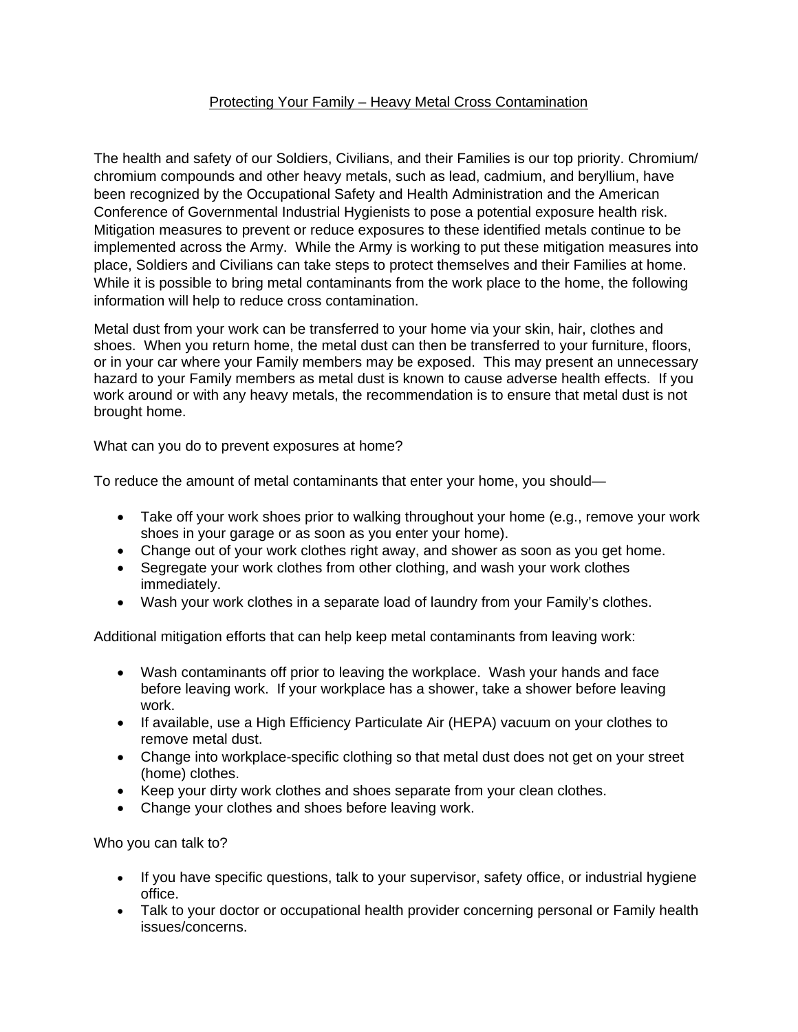# Protecting Your Family – Heavy Metal Cross Contamination

The health and safety of our Soldiers, Civilians, and their Families is our top priority. Chromium/ chromium compounds and other heavy metals, such as lead, cadmium, and beryllium, have been recognized by the Occupational Safety and Health Administration and the American Conference of Governmental Industrial Hygienists to pose a potential exposure health risk. Mitigation measures to prevent or reduce exposures to these identified metals continue to be implemented across the Army. While the Army is working to put these mitigation measures into place, Soldiers and Civilians can take steps to protect themselves and their Families at home. While it is possible to bring metal contaminants from the work place to the home, the following information will help to reduce cross contamination.

Metal dust from your work can be transferred to your home via your skin, hair, clothes and shoes. When you return home, the metal dust can then be transferred to your furniture, floors, or in your car where your Family members may be exposed. This may present an unnecessary hazard to your Family members as metal dust is known to cause adverse health effects. If you work around or with any heavy metals, the recommendation is to ensure that metal dust is not brought home.

What can you do to prevent exposures at home?

To reduce the amount of metal contaminants that enter your home, you should—

- Take off your work shoes prior to walking throughout your home (e.g., remove your work shoes in your garage or as soon as you enter your home).
- Change out of your work clothes right away, and shower as soon as you get home.
- Segregate your work clothes from other clothing, and wash your work clothes immediately.
- Wash your work clothes in a separate load of laundry from your Family's clothes.

Additional mitigation efforts that can help keep metal contaminants from leaving work:

- Wash contaminants off prior to leaving the workplace. Wash your hands and face before leaving work. If your workplace has a shower, take a shower before leaving work.
- If available, use a High Efficiency Particulate Air (HEPA) vacuum on your clothes to remove metal dust.
- Change into workplace-specific clothing so that metal dust does not get on your street (home) clothes.
- Keep your dirty work clothes and shoes separate from your clean clothes.
- Change your clothes and shoes before leaving work.

Who you can talk to?

- If you have specific questions, talk to your supervisor, safety office, or industrial hygiene office.
- Talk to your doctor or occupational health provider concerning personal or Family health issues/concerns.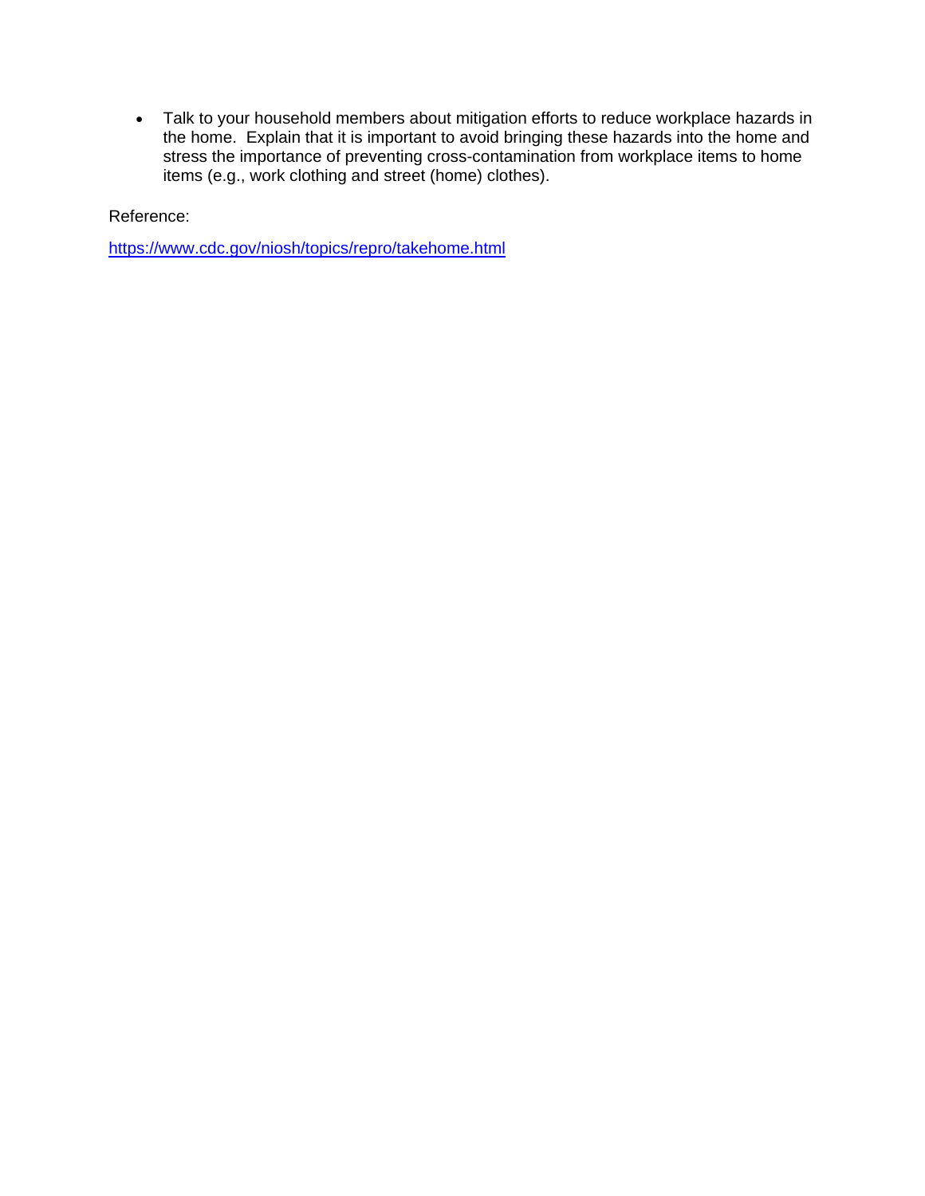- Talk to your household members about mitigation efforts to reduce workplace hazards in the home. Explain that it is important to avoid bringing these hazards into the home and stress the importance of preventing cross-contamination from workplace items to home items (e.g., work clothing and street (home) clothes).

Reference:

https://www.cdc.gov/niosh/topics/repro/takehome.html